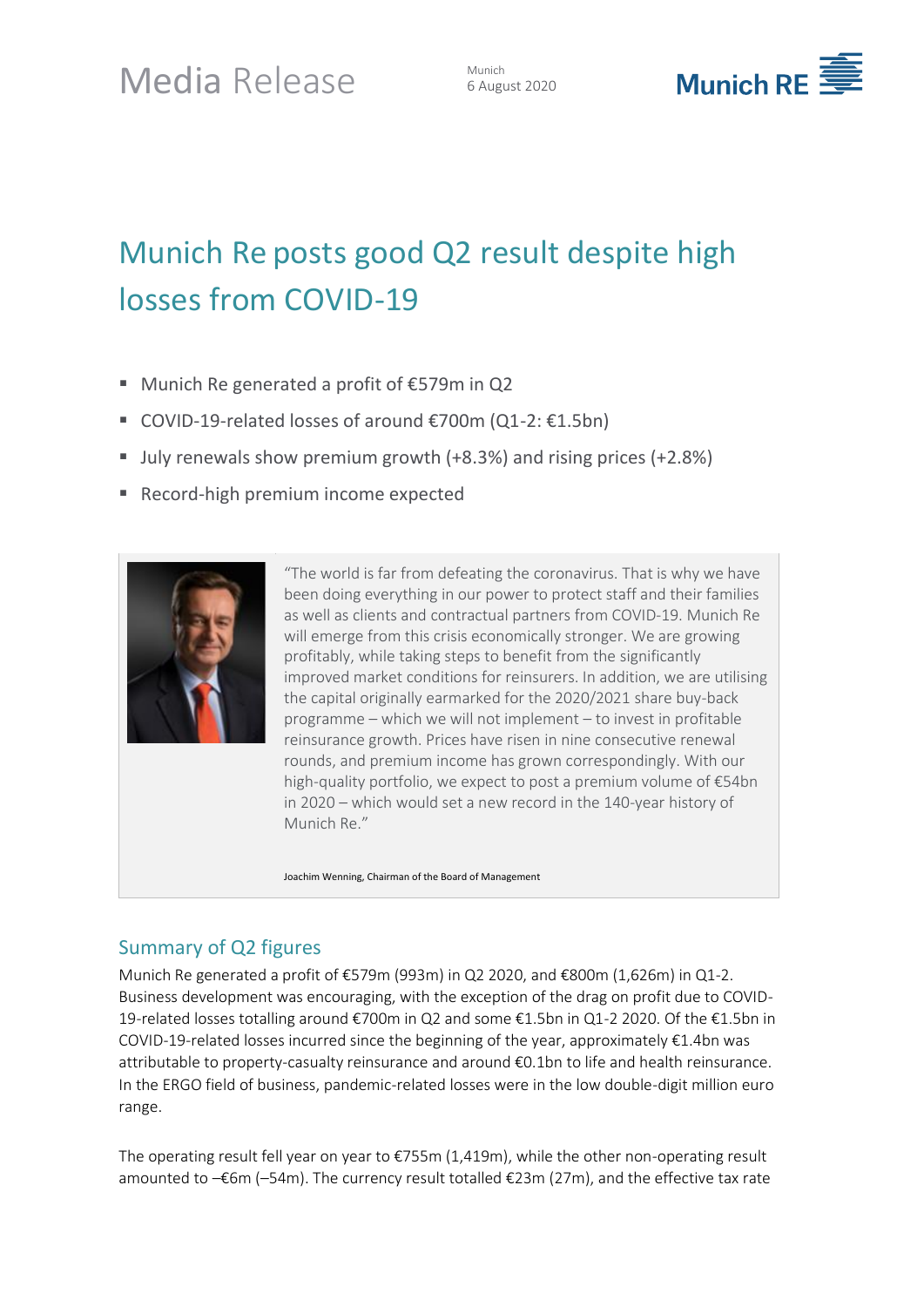# Media Release

Munich
6 August 2020

Munich RE

## Munich Re posts good Q2 result despite high losses from COVID-19

- Munich Re generated a profit of €579m in Q2
- COVID-19-related losses of around €700m (Q1-2: €1.5bn)
- July renewals show premium growth (+8.3%) and rising prices (+2.8%)
- Record-high premium income expected

"The world is far from defeating the coronavirus. That is why we have been doing everything in our power to protect staff and their families as well as clients and contractual partners from COVID-19. Munich Re will emerge from this crisis economically stronger. We are growing profitably, while taking steps to benefit from the significantly improved market conditions for reinsurers. In addition, we are utilising the capital originally earmarked for the 2020/2021 share buy-back programme – which we will not implement – to invest in profitable reinsurance growth. Prices have risen in nine consecutive renewal rounds, and premium income has grown correspondingly. With our high-quality portfolio, we expect to post a premium volume of €54bn in 2020 – which would set a new record in the 140-year history of Munich Re."

Joachim Wenning, Chairman of the Board of Management

### Summary of Q2 figures

Munich Re generated a profit of €579m (993m) in Q2 2020, and €800m (1,626m) in Q1-2. Business development was encouraging, with the exception of the drag on profit due to COVID-19-related losses totalling around €700m in Q2 and some €1.5bn in Q1-2 2020. Of the €1.5bn in COVID-19-related losses incurred since the beginning of the year, approximately €1.4bn was attributable to property-casualty reinsurance and around €0.1bn to life and health reinsurance. In the ERGO field of business, pandemic-related losses were in the low double-digit million euro range.

The operating result fell year on year to €755m (1,419m), while the other non-operating result amounted to –€6m (–54m). The currency result totalled €23m (27m), and the effective tax rate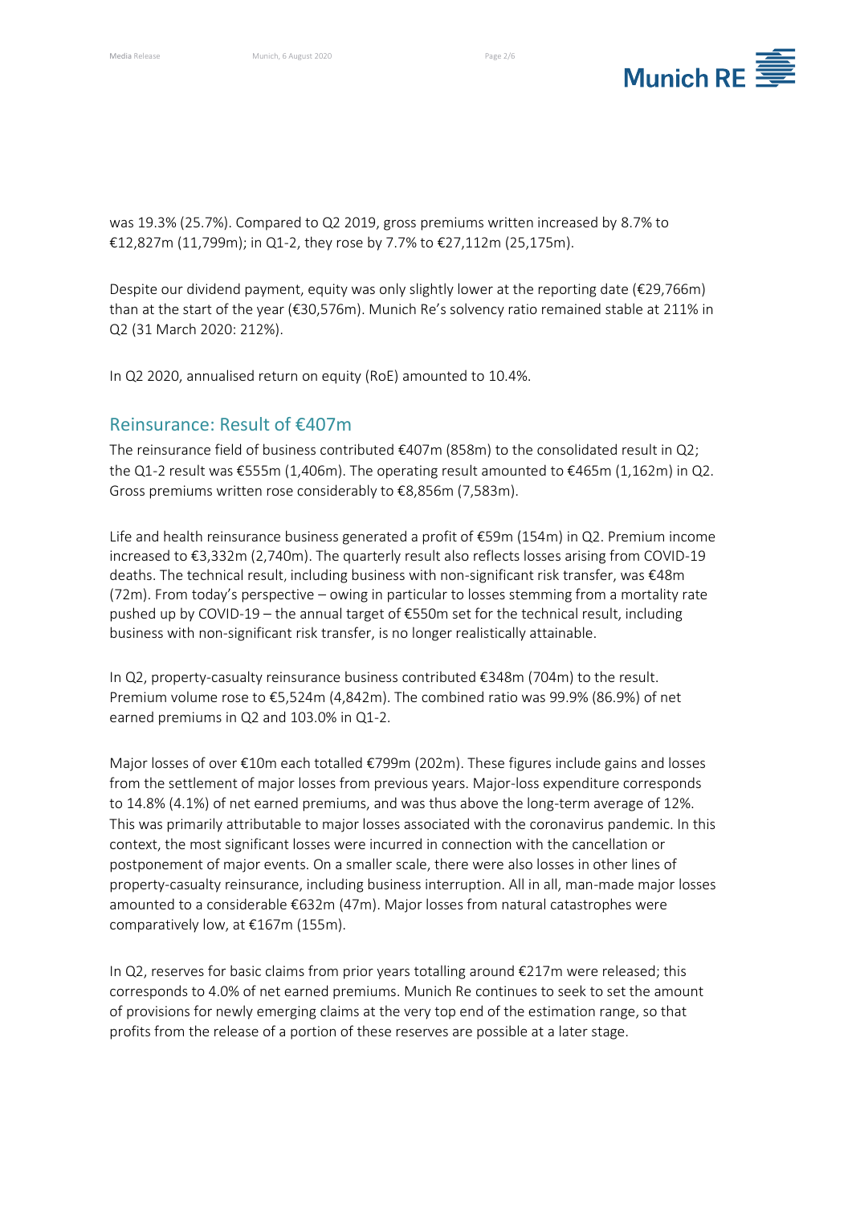was 19.3% (25.7%). Compared to Q2 2019, gross premiums written increased by 8.7% to €12,827m (11,799m); in Q1-2, they rose by 7.7% to €27,112m (25,175m).

Despite our dividend payment, equity was only slightly lower at the reporting date (€29,766m) than at the start of the year (€30,576m). Munich Re's solvency ratio remained stable at 211% in Q2 (31 March 2020: 212%).

In Q2 2020, annualised return on equity (RoE) amounted to 10.4%.

## Reinsurance: Result of €407m

The reinsurance field of business contributed €407m (858m) to the consolidated result in Q2; the Q1-2 result was €555m (1,406m). The operating result amounted to €465m (1,162m) in Q2. Gross premiums written rose considerably to €8,856m (7,583m).

Life and health reinsurance business generated a profit of €59m (154m) in Q2. Premium income increased to €3,332m (2,740m). The quarterly result also reflects losses arising from COVID-19 deaths. The technical result, including business with non-significant risk transfer, was €48m (72m). From today's perspective – owing in particular to losses stemming from a mortality rate pushed up by COVID-19 – the annual target of €550m set for the technical result, including business with non-significant risk transfer, is no longer realistically attainable.

In Q2, property-casualty reinsurance business contributed €348m (704m) to the result. Premium volume rose to €5,524m (4,842m). The combined ratio was 99.9% (86.9%) of net earned premiums in Q2 and 103.0% in Q1-2.

Major losses of over €10m each totalled €799m (202m). These figures include gains and losses from the settlement of major losses from previous years. Major-loss expenditure corresponds to 14.8% (4.1%) of net earned premiums, and was thus above the long-term average of 12%. This was primarily attributable to major losses associated with the coronavirus pandemic. In this context, the most significant losses were incurred in connection with the cancellation or postponement of major events. On a smaller scale, there were also losses in other lines of property-casualty reinsurance, including business interruption. All in all, man-made major losses amounted to a considerable €632m (47m). Major losses from natural catastrophes were comparatively low, at €167m (155m).

In Q2, reserves for basic claims from prior years totalling around €217m were released; this corresponds to 4.0% of net earned premiums. Munich Re continues to seek to set the amount of provisions for newly emerging claims at the very top end of the estimation range, so that profits from the release of a portion of these reserves are possible at a later stage.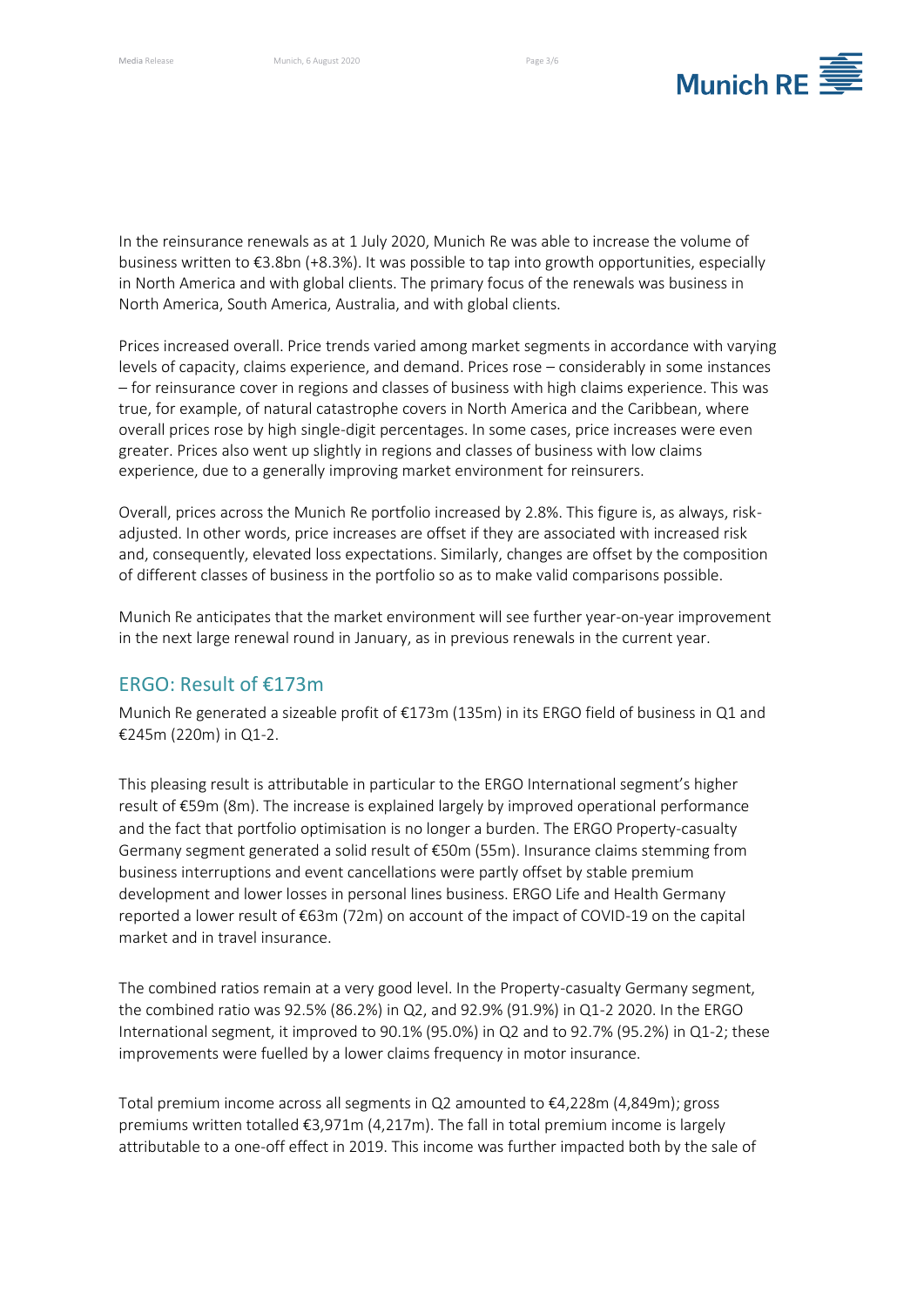In the reinsurance renewals as at 1 July 2020, Munich Re was able to increase the volume of business written to €3.8bn (+8.3%). It was possible to tap into growth opportunities, especially in North America and with global clients. The primary focus of the renewals was business in North America, South America, Australia, and with global clients.

Prices increased overall. Price trends varied among market segments in accordance with varying levels of capacity, claims experience, and demand. Prices rose – considerably in some instances – for reinsurance cover in regions and classes of business with high claims experience. This was true, for example, of natural catastrophe covers in North America and the Caribbean, where overall prices rose by high single-digit percentages. In some cases, price increases were even greater. Prices also went up slightly in regions and classes of business with low claims experience, due to a generally improving market environment for reinsurers.

Overall, prices across the Munich Re portfolio increased by 2.8%. This figure is, as always, risk-adjusted. In other words, price increases are offset if they are associated with increased risk and, consequently, elevated loss expectations. Similarly, changes are offset by the composition of different classes of business in the portfolio so as to make valid comparisons possible.

Munich Re anticipates that the market environment will see further year-on-year improvement in the next large renewal round in January, as in previous renewals in the current year.

## ERGO: Result of €173m

Munich Re generated a sizeable profit of €173m (135m) in its ERGO field of business in Q1 and €245m (220m) in Q1-2.

This pleasing result is attributable in particular to the ERGO International segment's higher result of €59m (8m). The increase is explained largely by improved operational performance and the fact that portfolio optimisation is no longer a burden. The ERGO Property-casualty Germany segment generated a solid result of €50m (55m). Insurance claims stemming from business interruptions and event cancellations were partly offset by stable premium development and lower losses in personal lines business. ERGO Life and Health Germany reported a lower result of €63m (72m) on account of the impact of COVID-19 on the capital market and in travel insurance.

The combined ratios remain at a very good level. In the Property-casualty Germany segment, the combined ratio was 92.5% (86.2%) in Q2, and 92.9% (91.9%) in Q1-2 2020. In the ERGO International segment, it improved to 90.1% (95.0%) in Q2 and to 92.7% (95.2%) in Q1-2; these improvements were fuelled by a lower claims frequency in motor insurance.

Total premium income across all segments in Q2 amounted to €4,228m (4,849m); gross premiums written totalled €3,971m (4,217m). The fall in total premium income is largely attributable to a one-off effect in 2019. This income was further impacted both by the sale of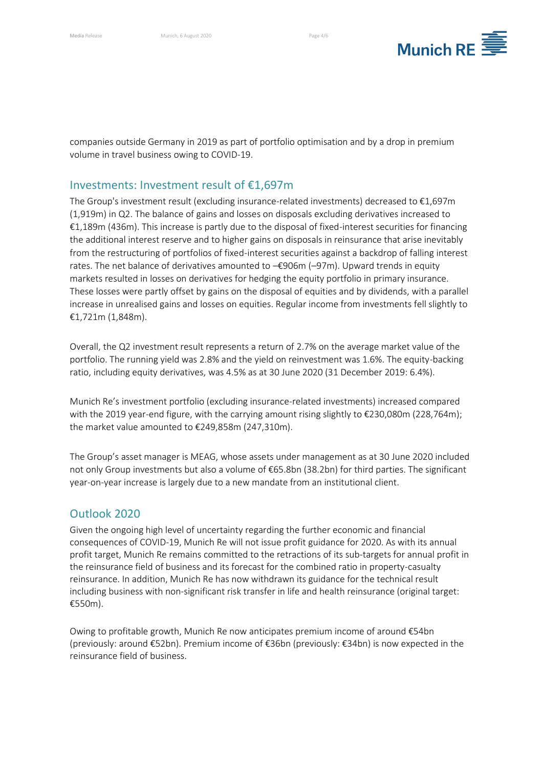companies outside Germany in 2019 as part of portfolio optimisation and by a drop in premium volume in travel business owing to COVID-19.

## Investments: Investment result of €1,697m

The Group's investment result (excluding insurance-related investments) decreased to €1,697m (1,919m) in Q2. The balance of gains and losses on disposals excluding derivatives increased to €1,189m (436m). This increase is partly due to the disposal of fixed-interest securities for financing the additional interest reserve and to higher gains on disposals in reinsurance that arise inevitably from the restructuring of portfolios of fixed-interest securities against a backdrop of falling interest rates. The net balance of derivatives amounted to –€906m (–97m). Upward trends in equity markets resulted in losses on derivatives for hedging the equity portfolio in primary insurance. These losses were partly offset by gains on the disposal of equities and by dividends, with a parallel increase in unrealised gains and losses on equities. Regular income from investments fell slightly to €1,721m (1,848m).

Overall, the Q2 investment result represents a return of 2.7% on the average market value of the portfolio. The running yield was 2.8% and the yield on reinvestment was 1.6%. The equity-backing ratio, including equity derivatives, was 4.5% as at 30 June 2020 (31 December 2019: 6.4%).

Munich Re's investment portfolio (excluding insurance-related investments) increased compared with the 2019 year-end figure, with the carrying amount rising slightly to €230,080m (228,764m); the market value amounted to €249,858m (247,310m).

The Group's asset manager is MEAG, whose assets under management as at 30 June 2020 included not only Group investments but also a volume of €65.8bn (38.2bn) for third parties. The significant year-on-year increase is largely due to a new mandate from an institutional client.

## Outlook 2020

Given the ongoing high level of uncertainty regarding the further economic and financial consequences of COVID-19, Munich Re will not issue profit guidance for 2020. As with its annual profit target, Munich Re remains committed to the retractions of its sub-targets for annual profit in the reinsurance field of business and its forecast for the combined ratio in property-casualty reinsurance. In addition, Munich Re has now withdrawn its guidance for the technical result including business with non-significant risk transfer in life and health reinsurance (original target: €550m).

Owing to profitable growth, Munich Re now anticipates premium income of around €54bn (previously: around €52bn). Premium income of €36bn (previously: €34bn) is now expected in the reinsurance field of business.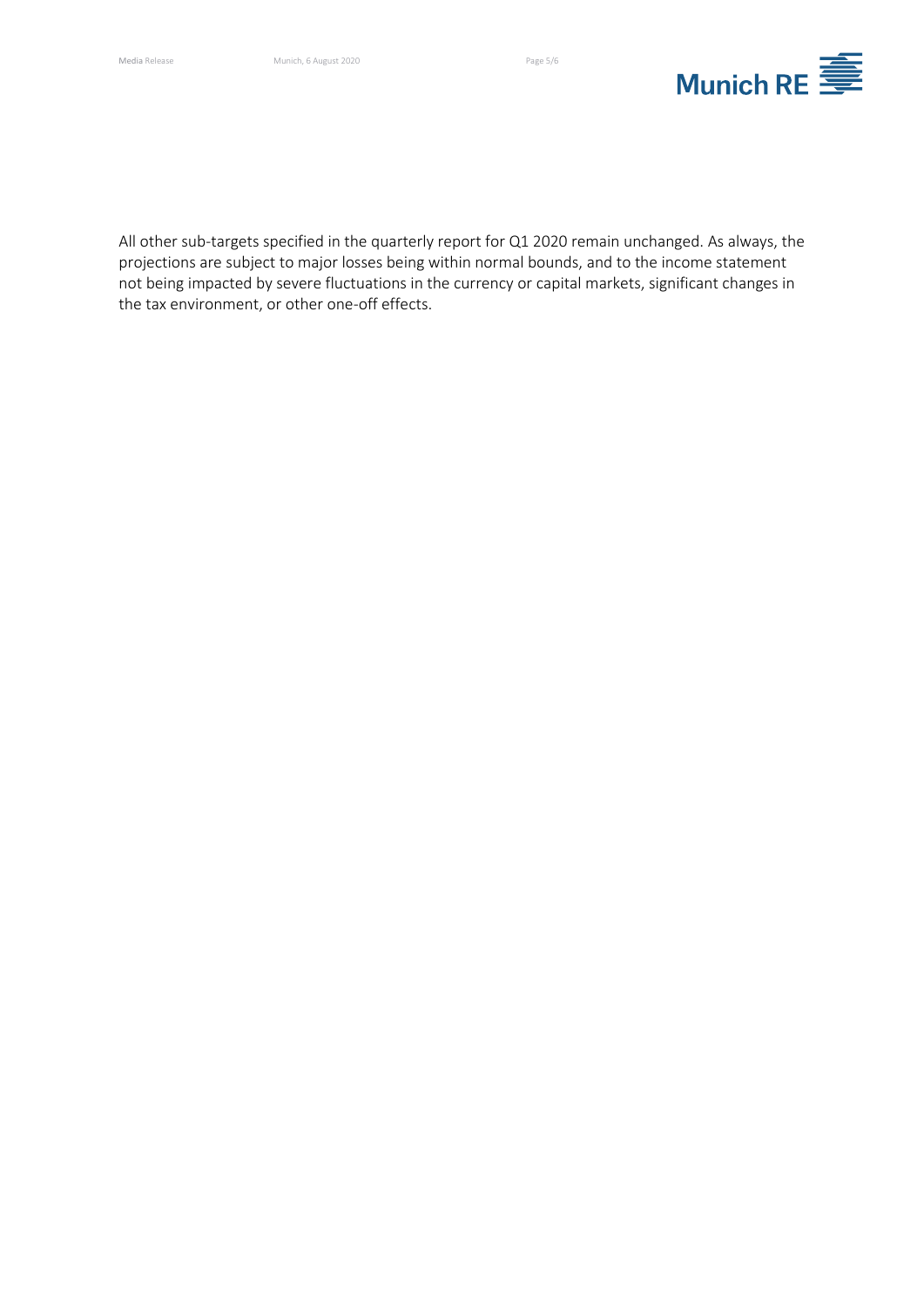All other sub-targets specified in the quarterly report for Q1 2020 remain unchanged. As always, the projections are subject to major losses being within normal bounds, and to the income statement not being impacted by severe fluctuations in the currency or capital markets, significant changes in the tax environment, or other one-off effects.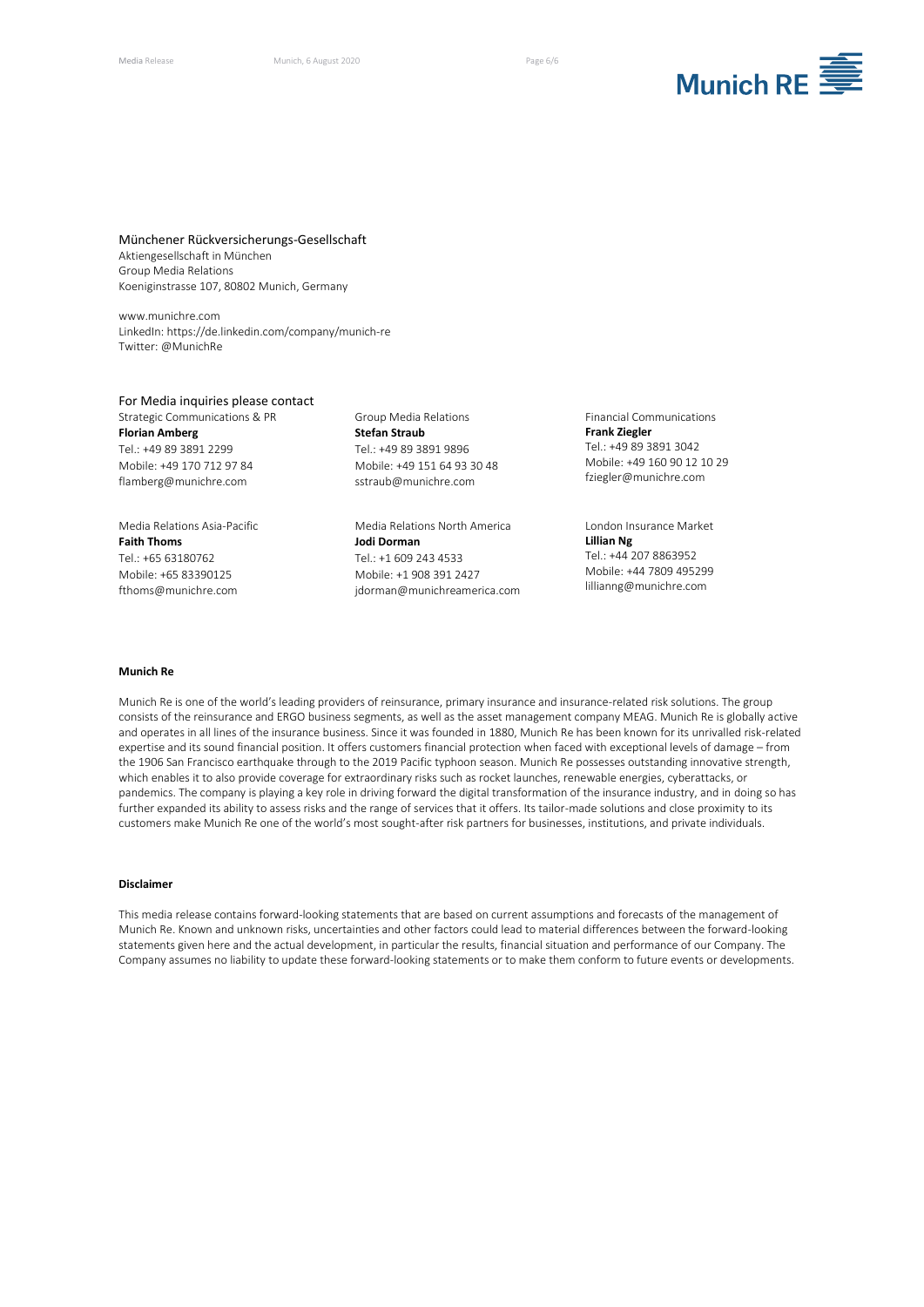Münchener Rückversicherungs-Gesellschaft
Aktiengesellschaft in München
Group Media Relations
Koeniginstrasse 107, 80802 Munich, Germany

www.munichre.com
LinkedIn: https://de.linkedin.com/company/munich-re
Twitter: @MunichRe

For Media inquiries please contact

Strategic Communications & PR
**Florian Amberg**
Tel.: +49 89 3891 2299
Mobile: +49 170 712 97 84
flamberg@munichre.com

Group Media Relations
**Stefan Straub**
Tel.: +49 89 3891 9896
Mobile: +49 151 64 93 30 48
sstraub@munichre.com

Financial Communications
**Frank Ziegler**
Tel.: +49 89 3891 3042
Mobile: +49 160 90 12 10 29
fziegler@munichre.com

Media Relations Asia-Pacific
**Faith Thoms**
Tel.: +65 63180762
Mobile: +65 83390125
fthoms@munichre.com

Media Relations North America
**Jodi Dorman**
Tel.: +1 609 243 4533
Mobile: +1 908 391 2427
jdorman@munichreamerica.com

London Insurance Market
**Lillian Ng**
Tel.: +44 207 8863952
Mobile: +44 7809 495299
lillianng@munichre.com

**Munich Re**

Munich Re is one of the world's leading providers of reinsurance, primary insurance and insurance-related risk solutions. The group consists of the reinsurance and ERGO business segments, as well as the asset management company MEAG. Munich Re is globally active and operates in all lines of the insurance business. Since it was founded in 1880, Munich Re has been known for its unrivalled risk-related expertise and its sound financial position. It offers customers financial protection when faced with exceptional levels of damage – from the 1906 San Francisco earthquake through to the 2019 Pacific typhoon season. Munich Re possesses outstanding innovative strength, which enables it to also provide coverage for extraordinary risks such as rocket launches, renewable energies, cyberattacks, or pandemics. The company is playing a key role in driving forward the digital transformation of the insurance industry, and in doing so has further expanded its ability to assess risks and the range of services that it offers. Its tailor-made solutions and close proximity to its customers make Munich Re one of the world's most sought-after risk partners for businesses, institutions, and private individuals.

**Disclaimer**

This media release contains forward-looking statements that are based on current assumptions and forecasts of the management of Munich Re. Known and unknown risks, uncertainties and other factors could lead to material differences between the forward-looking statements given here and the actual development, in particular the results, financial situation and performance of our Company. The Company assumes no liability to update these forward-looking statements or to make them conform to future events or developments.